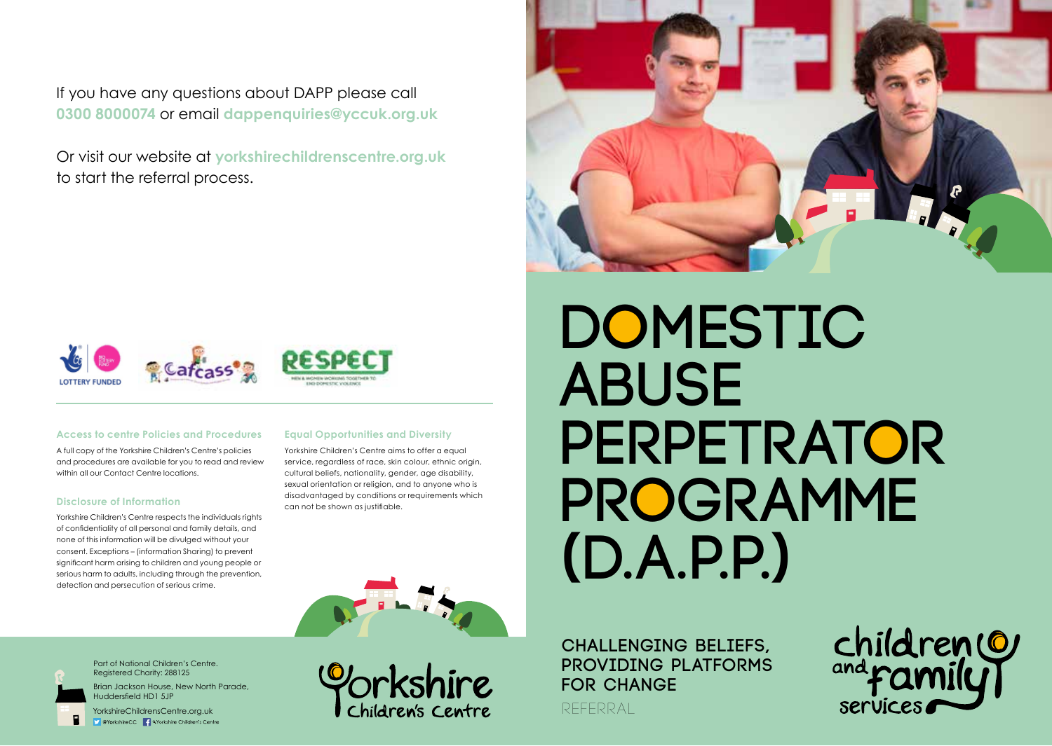If you have any questions about DAPP please call **0300 8000074** or email **dappenquiries@yccuk.org.uk**

Or visit our website at **yorkshirechildrenscentre.org.uk** to start the referral process.

LOTTERY FUNDED

### Access to centre Policies and Procedures

A full copy of the Yorkshire Children's Centre's policies and procedures are available for you to read and review within all our Contact Centre locations.

### Disclosure of Information

Yorkshire Children's Centre respects the individuals rights of confidentiality of all personal and family details, and none of this information will be divulged without your consent. Exceptions – (information Sharing) to prevent significant harm arising to children and young people or serious harm to adults, including through the prevention, detection and persecution of serious crime.

### Equal Opportunities and Diversity

Yorkshire Children's Centre aims to offer a equal service, regardless of race, skin colour, ethnic origin, cultural beliefs, nationality, gender, age disability, sexual orientation or religion, and to anyone who is disadvantaged by conditions or requirements which can not be shown as justifiable.

Part of National Children's Centre.
Registered Charity: 288125

Brian Jackson House, New North Parade, Huddersfield HD1 5JP

YorkshireChildrensCentre.org.uk

@YorkshireCC   /Yorkshire Children's Centre

Yorkshire Children's Centre

# DOMESTIC ABUSE PERPETRATOR PROGRAMME (D.A.P.P.)

## CHALLENGING BELIEFS, PROVIDING PLATFORMS FOR CHANGE

REFERRAL

children and family services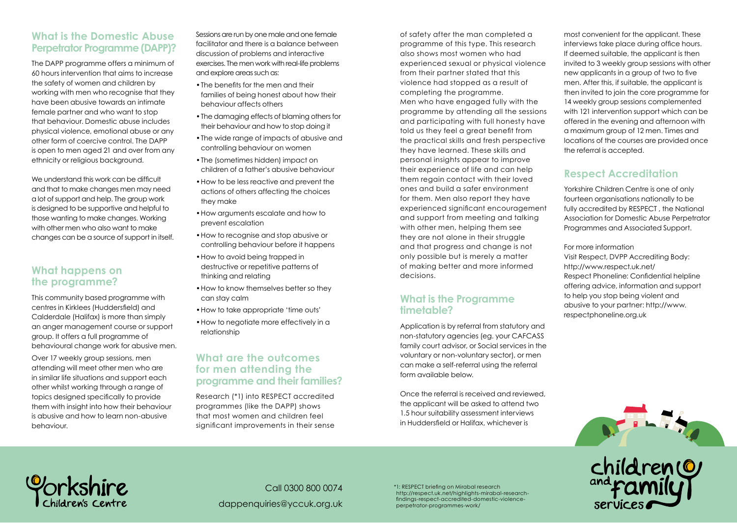## What is the Domestic Abuse Perpetrator Programme (DAPP)?

The DAPP programme offers a minimum of 60 hours intervention that aims to increase the safety of women and children by working with men who recognise that they have been abusive towards an intimate female partner and who want to stop that behaviour. Domestic abuse includes physical violence, emotional abuse or any other form of coercive control. The DAPP is open to men aged 21 and over from any ethnicity or religious background.

We understand this work can be difficult and that to make changes men may need a lot of support and help. The group work is designed to be supportive and helpful to those wanting to make changes. Working with other men who also want to make changes can be a source of support in itself.

## What happens on the programme?

This community based programme with centres in Kirklees (Huddersfield) and Calderdale (Halifax) is more than simply an anger management course or support group. It offers a full programme of behavioural change work for abusive men.

Over 17 weekly group sessions, men attending will meet other men who are in similar life situations and support each other whilst working through a range of topics designed specifically to provide them with insight into how their behaviour is abusive and how to learn non-abusive behaviour.

Sessions are run by one male and one female facilitator and there is a balance between discussion of problems and interactive exercises. The men work with real-life problems and explore areas such as:

- The benefits for the men and their families of being honest about how their behaviour affects others
- The damaging effects of blaming others for their behaviour and how to stop doing it
- The wide range of impacts of abusive and controlling behaviour on women
- The (sometimes hidden) impact on children of a father's abusive behaviour
- How to be less reactive and prevent the actions of others affecting the choices they make
- How arguments escalate and how to prevent escalation
- How to recognise and stop abusive or controlling behaviour before it happens
- How to avoid being trapped in destructive or repetitive patterns of thinking and relating
- How to know themselves better so they can stay calm
- How to take appropriate 'time outs'
- How to negotiate more effectively in a relationship

## What are the outcomes for men attending the programme and their families?

Research (*1) into RESPECT accredited programmes (like the DAPP) shows that most women and children feel significant improvements in their sense of safety after the man completed a programme of this type. This research also shows most women who had experienced sexual or physical violence from their partner stated that this violence had stopped as a result of completing the programme.

Men who have engaged fully with the programme by attending all the sessions and participating with full honesty have told us they feel a great benefit from the practical skills and fresh perspective they have learned. These skills and personal insights appear to improve their experience of life and can help them regain contact with their loved ones and build a safer environment for them. Men also report they have experienced significant encouragement and support from meeting and talking with other men, helping them see they are not alone in their struggle and that progress and change is not only possible but is merely a matter of making better and more informed decisions.

## What is the Programme timetable?

Application is by referral from statutory and non-statutory agencies (eg. your CAFCASS family court advisor, or Social services in the voluntary or non-voluntary sector), or men can make a self-referral using the referral form available below.

Once the referral is received and reviewed, the applicant will be asked to attend two 1.5 hour suitability assessment interviews in Huddersfield or Halifax, whichever is most convenient for the applicant. These interviews take place during office hours. If deemed suitable, the applicant is then invited to 3 weekly group sessions with other new applicants in a group of two to five men. After this, if suitable, the applicant is then invited to join the core programme for 14 weekly group sessions complemented with 121 intervention support which can be offered in the evening and afternoon with a maximum group of 12 men. Times and locations of the courses are provided once the referral is accepted.

## Respect Accreditation

Yorkshire Children Centre is one of only fourteen organisations nationally to be fully accredited by RESPECT , the National Association for Domestic Abuse Perpetrator Programmes and Associated Support.

For more information

Visit Respect, DVPP Accrediting Body: http://www.respect.uk.net/

Respect Phoneline: Confidential helpline offering advice, information and support to help you stop being violent and abusive to your partner: http://www.respectphoneline.org.uk

Yorkshire Children's Centre

Call 0300 800 0074

dappenquiries@yccuk.org.uk

*1: RESPECT briefing on Mirabal research http://respect.uk.net/highlights-mirabal-research-findings-respect-accredited-domestic-violence-perpetrator-programmes-work/

children and family services